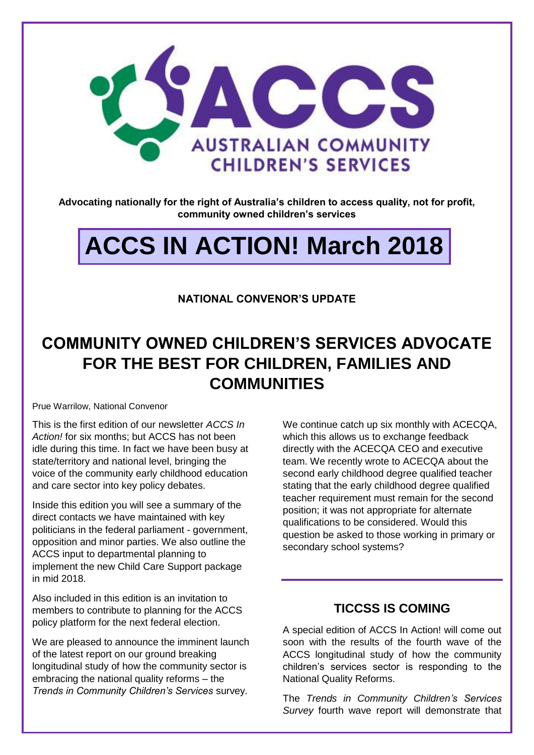ACCS

AUSTRALIAN COMMUNITY CHILDREN'S SERVICES

**Advocating nationally for the right of Australia's children to access quality, not for profit, community owned children's services**

# ACCS IN ACTION! March 2018

**NATIONAL CONVENOR'S UPDATE**

## COMMUNITY OWNED CHILDREN'S SERVICES ADVOCATE FOR THE BEST FOR CHILDREN, FAMILIES AND COMMUNITIES

Prue Warrilow, National Convenor

This is the first edition of our newsletter *ACCS In Action!* for six months; but ACCS has not been idle during this time. In fact we have been busy at state/territory and national level, bringing the voice of the community early childhood education and care sector into key policy debates.

Inside this edition you will see a summary of the direct contacts we have maintained with key politicians in the federal parliament - government, opposition and minor parties. We also outline the ACCS input to departmental planning to implement the new Child Care Support package in mid 2018.

Also included in this edition is an invitation to members to contribute to planning for the ACCS policy platform for the next federal election.

We are pleased to announce the imminent launch of the latest report on our ground breaking longitudinal study of how the community sector is embracing the national quality reforms – the *Trends in Community Children's Services* survey.

We continue catch up six monthly with ACECQA, which this allows us to exchange feedback directly with the ACECQA CEO and executive team. We recently wrote to ACECQA about the second early childhood degree qualified teacher stating that the early childhood degree qualified teacher requirement must remain for the second position; it was not appropriate for alternate qualifications to be considered. Would this question be asked to those working in primary or secondary school systems?

## TICCSS IS COMING

A special edition of ACCS In Action! will come out soon with the results of the fourth wave of the ACCS longitudinal study of how the community children's services sector is responding to the National Quality Reforms.

The *Trends in Community Children's Services Survey* fourth wave report will demonstrate that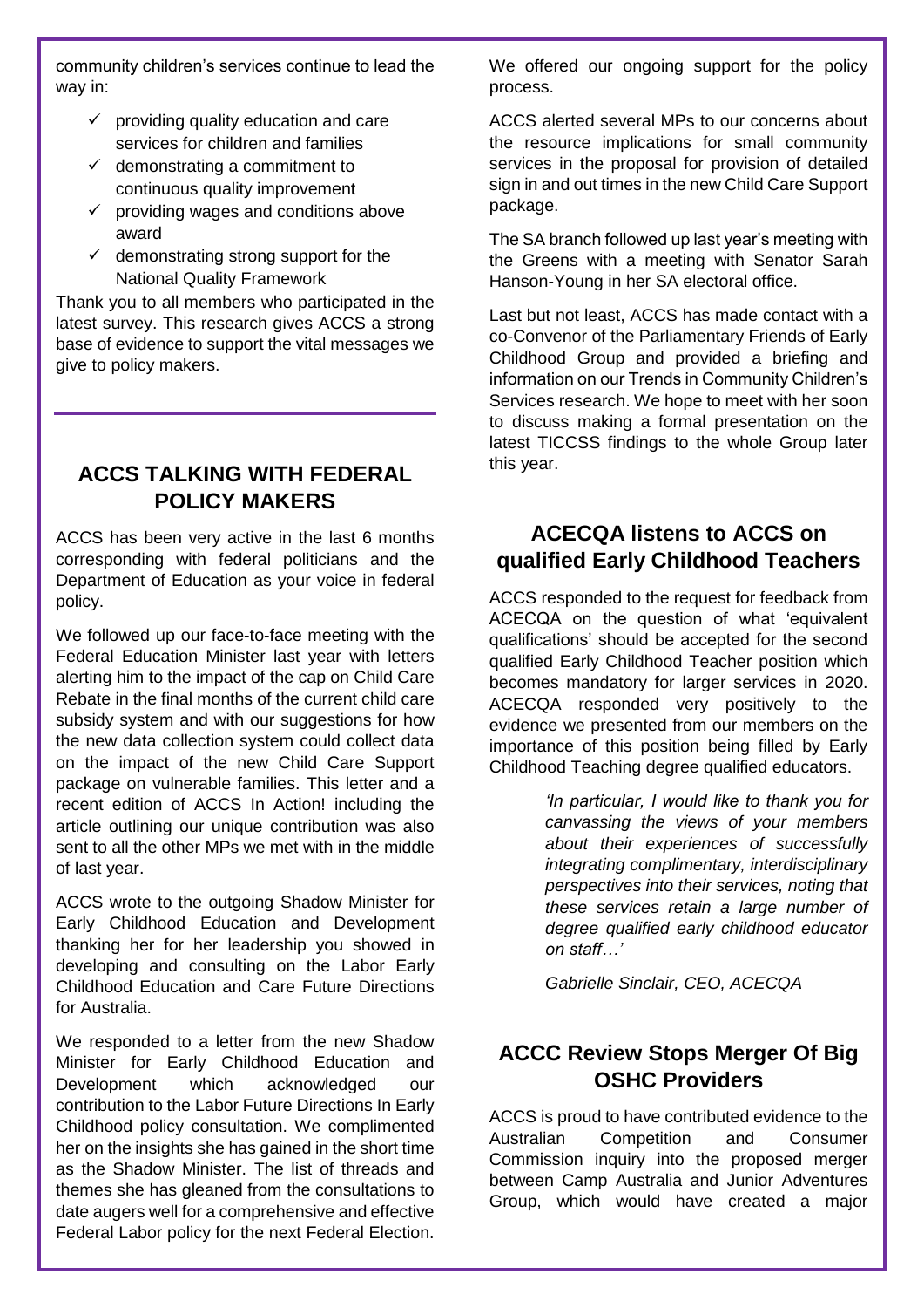community children's services continue to lead the way in:

- ✓ providing quality education and care services for children and families
- ✓ demonstrating a commitment to continuous quality improvement
- ✓ providing wages and conditions above award
- ✓ demonstrating strong support for the National Quality Framework

Thank you to all members who participated in the latest survey. This research gives ACCS a strong base of evidence to support the vital messages we give to policy makers.

## ACCS TALKING WITH FEDERAL POLICY MAKERS

ACCS has been very active in the last 6 months corresponding with federal politicians and the Department of Education as your voice in federal policy.

We followed up our face-to-face meeting with the Federal Education Minister last year with letters alerting him to the impact of the cap on Child Care Rebate in the final months of the current child care subsidy system and with our suggestions for how the new data collection system could collect data on the impact of the new Child Care Support package on vulnerable families. This letter and a recent edition of ACCS In Action! including the article outlining our unique contribution was also sent to all the other MPs we met with in the middle of last year.

ACCS wrote to the outgoing Shadow Minister for Early Childhood Education and Development thanking her for her leadership you showed in developing and consulting on the Labor Early Childhood Education and Care Future Directions for Australia.

We responded to a letter from the new Shadow Minister for Early Childhood Education and Development which acknowledged our contribution to the Labor Future Directions In Early Childhood policy consultation. We complimented her on the insights she has gained in the short time as the Shadow Minister. The list of threads and themes she has gleaned from the consultations to date augers well for a comprehensive and effective Federal Labor policy for the next Federal Election.

We offered our ongoing support for the policy process.

ACCS alerted several MPs to our concerns about the resource implications for small community services in the proposal for provision of detailed sign in and out times in the new Child Care Support package.

The SA branch followed up last year's meeting with the Greens with a meeting with Senator Sarah Hanson-Young in her SA electoral office.

Last but not least, ACCS has made contact with a co-Convenor of the Parliamentary Friends of Early Childhood Group and provided a briefing and information on our Trends in Community Children's Services research. We hope to meet with her soon to discuss making a formal presentation on the latest TICCSS findings to the whole Group later this year.

## ACECQA listens to ACCS on qualified Early Childhood Teachers

ACCS responded to the request for feedback from ACECQA on the question of what 'equivalent qualifications' should be accepted for the second qualified Early Childhood Teacher position which becomes mandatory for larger services in 2020. ACECQA responded very positively to the evidence we presented from our members on the importance of this position being filled by Early Childhood Teaching degree qualified educators.

> *'In particular, I would like to thank you for canvassing the views of your members about their experiences of successfully integrating complimentary, interdisciplinary perspectives into their services, noting that these services retain a large number of degree qualified early childhood educator on staff…'*
>
> *Gabrielle Sinclair, CEO, ACECQA*

## ACCC Review Stops Merger Of Big OSHC Providers

ACCS is proud to have contributed evidence to the Australian Competition and Consumer Commission inquiry into the proposed merger between Camp Australia and Junior Adventures Group, which would have created a major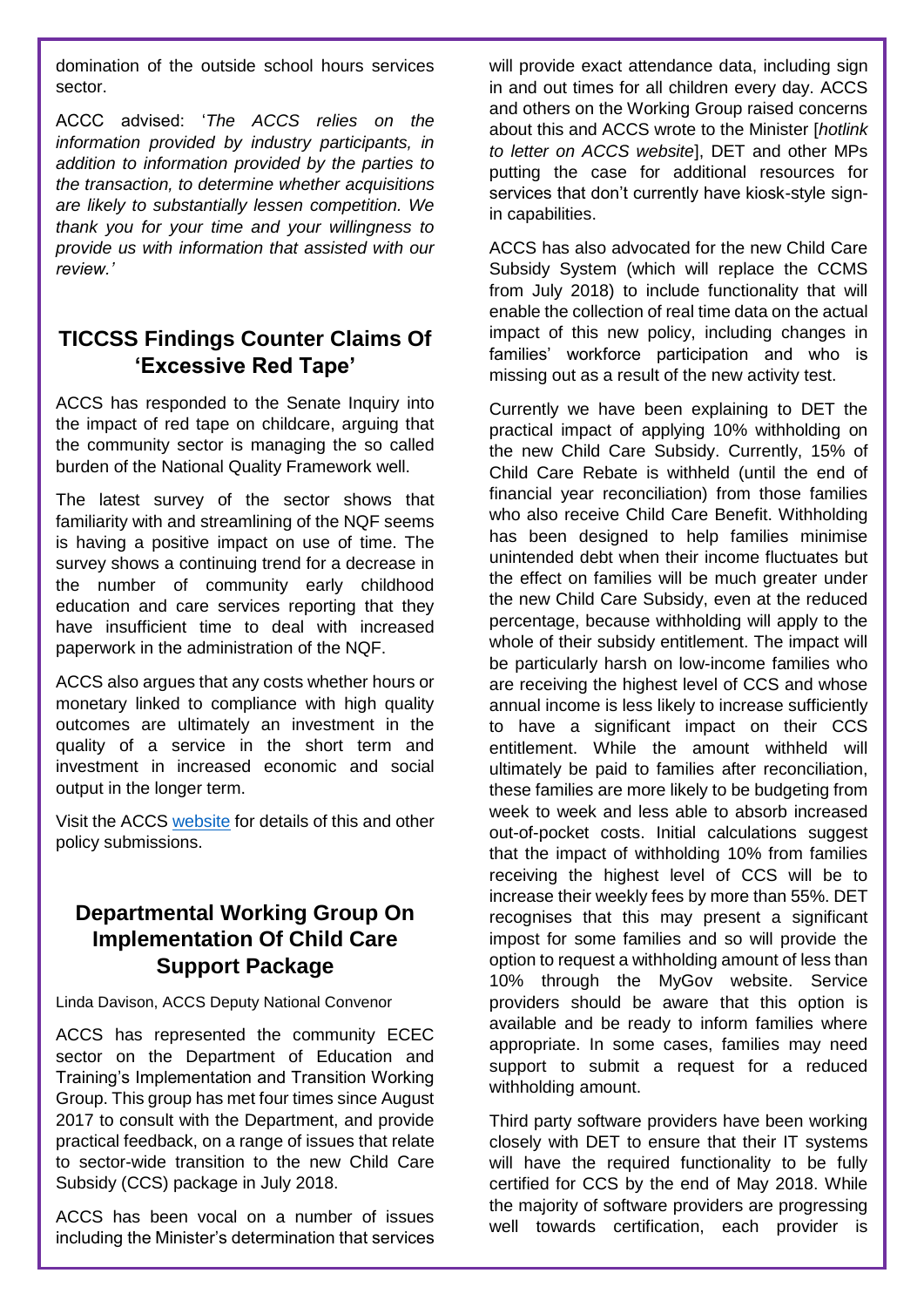domination of the outside school hours services sector.

ACCC advised: '*The ACCS relies on the information provided by industry participants, in addition to information provided by the parties to the transaction, to determine whether acquisitions are likely to substantially lessen competition. We thank you for your time and your willingness to provide us with information that assisted with our review.'*

## TICCSS Findings Counter Claims Of 'Excessive Red Tape'

ACCS has responded to the Senate Inquiry into the impact of red tape on childcare, arguing that the community sector is managing the so called burden of the National Quality Framework well.

The latest survey of the sector shows that familiarity with and streamlining of the NQF seems is having a positive impact on use of time. The survey shows a continuing trend for a decrease in the number of community early childhood education and care services reporting that they have insufficient time to deal with increased paperwork in the administration of the NQF.

ACCS also argues that any costs whether hours or monetary linked to compliance with high quality outcomes are ultimately an investment in the quality of a service in the short term and investment in increased economic and social output in the longer term.

Visit the ACCS website for details of this and other policy submissions.

## Departmental Working Group On Implementation Of Child Care Support Package

Linda Davison, ACCS Deputy National Convenor

ACCS has represented the community ECEC sector on the Department of Education and Training's Implementation and Transition Working Group. This group has met four times since August 2017 to consult with the Department, and provide practical feedback, on a range of issues that relate to sector-wide transition to the new Child Care Subsidy (CCS) package in July 2018.

ACCS has been vocal on a number of issues including the Minister's determination that services will provide exact attendance data, including sign in and out times for all children every day. ACCS and others on the Working Group raised concerns about this and ACCS wrote to the Minister [*hotlink to letter on ACCS website*], DET and other MPs putting the case for additional resources for services that don't currently have kiosk-style sign-in capabilities.

ACCS has also advocated for the new Child Care Subsidy System (which will replace the CCMS from July 2018) to include functionality that will enable the collection of real time data on the actual impact of this new policy, including changes in families' workforce participation and who is missing out as a result of the new activity test.

Currently we have been explaining to DET the practical impact of applying 10% withholding on the new Child Care Subsidy. Currently, 15% of Child Care Rebate is withheld (until the end of financial year reconciliation) from those families who also receive Child Care Benefit. Withholding has been designed to help families minimise unintended debt when their income fluctuates but the effect on families will be much greater under the new Child Care Subsidy, even at the reduced percentage, because withholding will apply to the whole of their subsidy entitlement. The impact will be particularly harsh on low-income families who are receiving the highest level of CCS and whose annual income is less likely to increase sufficiently to have a significant impact on their CCS entitlement. While the amount withheld will ultimately be paid to families after reconciliation, these families are more likely to be budgeting from week to week and less able to absorb increased out-of-pocket costs. Initial calculations suggest that the impact of withholding 10% from families receiving the highest level of CCS will be to increase their weekly fees by more than 55%. DET recognises that this may present a significant impost for some families and so will provide the option to request a withholding amount of less than 10% through the MyGov website. Service providers should be aware that this option is available and be ready to inform families where appropriate. In some cases, families may need support to submit a request for a reduced withholding amount.

Third party software providers have been working closely with DET to ensure that their IT systems will have the required functionality to be fully certified for CCS by the end of May 2018. While the majority of software providers are progressing well towards certification, each provider is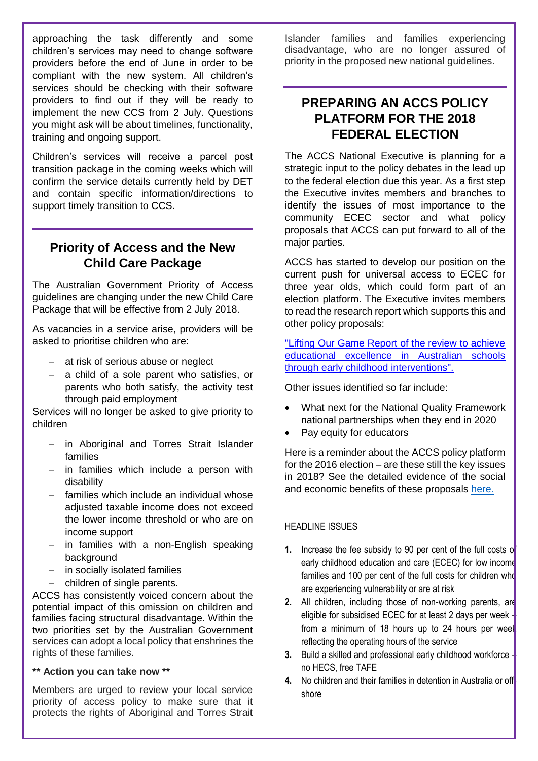approaching the task differently and some children's services may need to change software providers before the end of June in order to be compliant with the new system. All children's services should be checking with their software providers to find out if they will be ready to implement the new CCS from 2 July. Questions you might ask will be about timelines, functionality, training and ongoing support.

Children's services will receive a parcel post transition package in the coming weeks which will confirm the service details currently held by DET and contain specific information/directions to support timely transition to CCS.

## Priority of Access and the New Child Care Package

The Australian Government Priority of Access guidelines are changing under the new Child Care Package that will be effective from 2 July 2018.

As vacancies in a service arise, providers will be asked to prioritise children who are:

- at risk of serious abuse or neglect
- a child of a sole parent who satisfies, or parents who both satisfy, the activity test through paid employment

Services will no longer be asked to give priority to children

- in Aboriginal and Torres Strait Islander families
- in families which include a person with disability
- families which include an individual whose adjusted taxable income does not exceed the lower income threshold or who are on income support
- in families with a non-English speaking background
- in socially isolated families
- children of single parents.

ACCS has consistently voiced concern about the potential impact of this omission on children and families facing structural disadvantage. Within the two priorities set by the Australian Government services can adopt a local policy that enshrines the rights of these families.

**\*\* Action you can take now \*\***

Members are urged to review your local service priority of access policy to make sure that it protects the rights of Aboriginal and Torres Strait Islander families and families experiencing disadvantage, who are no longer assured of priority in the proposed new national guidelines.

## PREPARING AN ACCS POLICY PLATFORM FOR THE 2018 FEDERAL ELECTION

The ACCS National Executive is planning for a strategic input to the policy debates in the lead up to the federal election due this year. As a first step the Executive invites members and branches to identify the issues of most importance to the community ECEC sector and what policy proposals that ACCS can put forward to all of the major parties.

ACCS has started to develop our position on the current push for universal access to ECEC for three year olds, which could form part of an election platform. The Executive invites members to read the research report which supports this and other policy proposals:

"Lifting Our Game Report of the review to achieve educational excellence in Australian schools through early childhood interventions".

Other issues identified so far include:

- What next for the National Quality Framework national partnerships when they end in 2020
- Pay equity for educators

Here is a reminder about the ACCS policy platform for the 2016 election – are these still the key issues in 2018? See the detailed evidence of the social and economic benefits of these proposals here.

HEADLINE ISSUES

1. Increase the fee subsidy to 90 per cent of the full costs of early childhood education and care (ECEC) for low income families and 100 per cent of the full costs for children who are experiencing vulnerability or are at risk
2. All children, including those of non-working parents, are eligible for subsidised ECEC for at least 2 days per week - from a minimum of 18 hours up to 24 hours per week reflecting the operating hours of the service
3. Build a skilled and professional early childhood workforce - no HECS, free TAFE
4. No children and their families in detention in Australia or off shore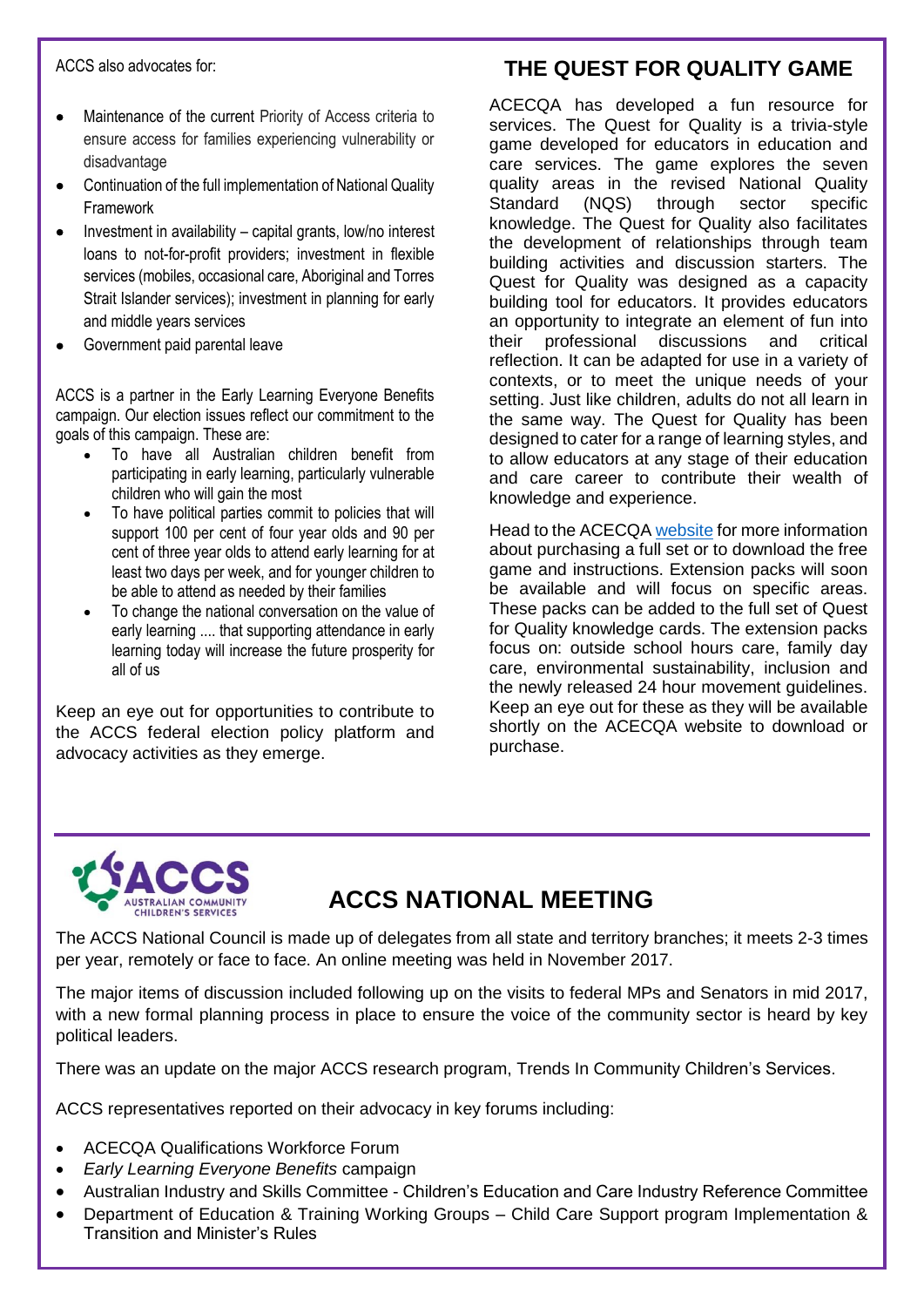ACCS also advocates for:

- Maintenance of the current Priority of Access criteria to ensure access for families experiencing vulnerability or disadvantage
- Continuation of the full implementation of National Quality Framework
- Investment in availability – capital grants, low/no interest loans to not-for-profit providers; investment in flexible services (mobiles, occasional care, Aboriginal and Torres Strait Islander services); investment in planning for early and middle years services
- Government paid parental leave

ACCS is a partner in the Early Learning Everyone Benefits campaign. Our election issues reflect our commitment to the goals of this campaign. These are:

- To have all Australian children benefit from participating in early learning, particularly vulnerable children who will gain the most
- To have political parties commit to policies that will support 100 per cent of four year olds and 90 per cent of three year olds to attend early learning for at least two days per week, and for younger children to be able to attend as needed by their families
- To change the national conversation on the value of early learning .... that supporting attendance in early learning today will increase the future prosperity for all of us

Keep an eye out for opportunities to contribute to the ACCS federal election policy platform and advocacy activities as they emerge.

## THE QUEST FOR QUALITY GAME

ACECQA has developed a fun resource for services. The Quest for Quality is a trivia-style game developed for educators in education and care services. The game explores the seven quality areas in the revised National Quality Standard (NQS) through sector specific knowledge. The Quest for Quality also facilitates the development of relationships through team building activities and discussion starters. The Quest for Quality was designed as a capacity building tool for educators. It provides educators an opportunity to integrate an element of fun into their professional discussions and critical reflection. It can be adapted for use in a variety of contexts, or to meet the unique needs of your setting. Just like children, adults do not all learn in the same way. The Quest for Quality has been designed to cater for a range of learning styles, and to allow educators at any stage of their education and care career to contribute their wealth of knowledge and experience.

Head to the ACECQA website for more information about purchasing a full set or to download the free game and instructions. Extension packs will soon be available and will focus on specific areas. These packs can be added to the full set of Quest for Quality knowledge cards. The extension packs focus on: outside school hours care, family day care, environmental sustainability, inclusion and the newly released 24 hour movement guidelines. Keep an eye out for these as they will be available shortly on the ACECQA website to download or purchase.

## ACCS NATIONAL MEETING

The ACCS National Council is made up of delegates from all state and territory branches; it meets 2-3 times per year, remotely or face to face. An online meeting was held in November 2017.

The major items of discussion included following up on the visits to federal MPs and Senators in mid 2017, with a new formal planning process in place to ensure the voice of the community sector is heard by key political leaders.

There was an update on the major ACCS research program, Trends In Community Children's Services.

ACCS representatives reported on their advocacy in key forums including:

- ACECQA Qualifications Workforce Forum
- *Early Learning Everyone Benefits* campaign
- Australian Industry and Skills Committee - Children's Education and Care Industry Reference Committee
- Department of Education & Training Working Groups – Child Care Support program Implementation & Transition and Minister's Rules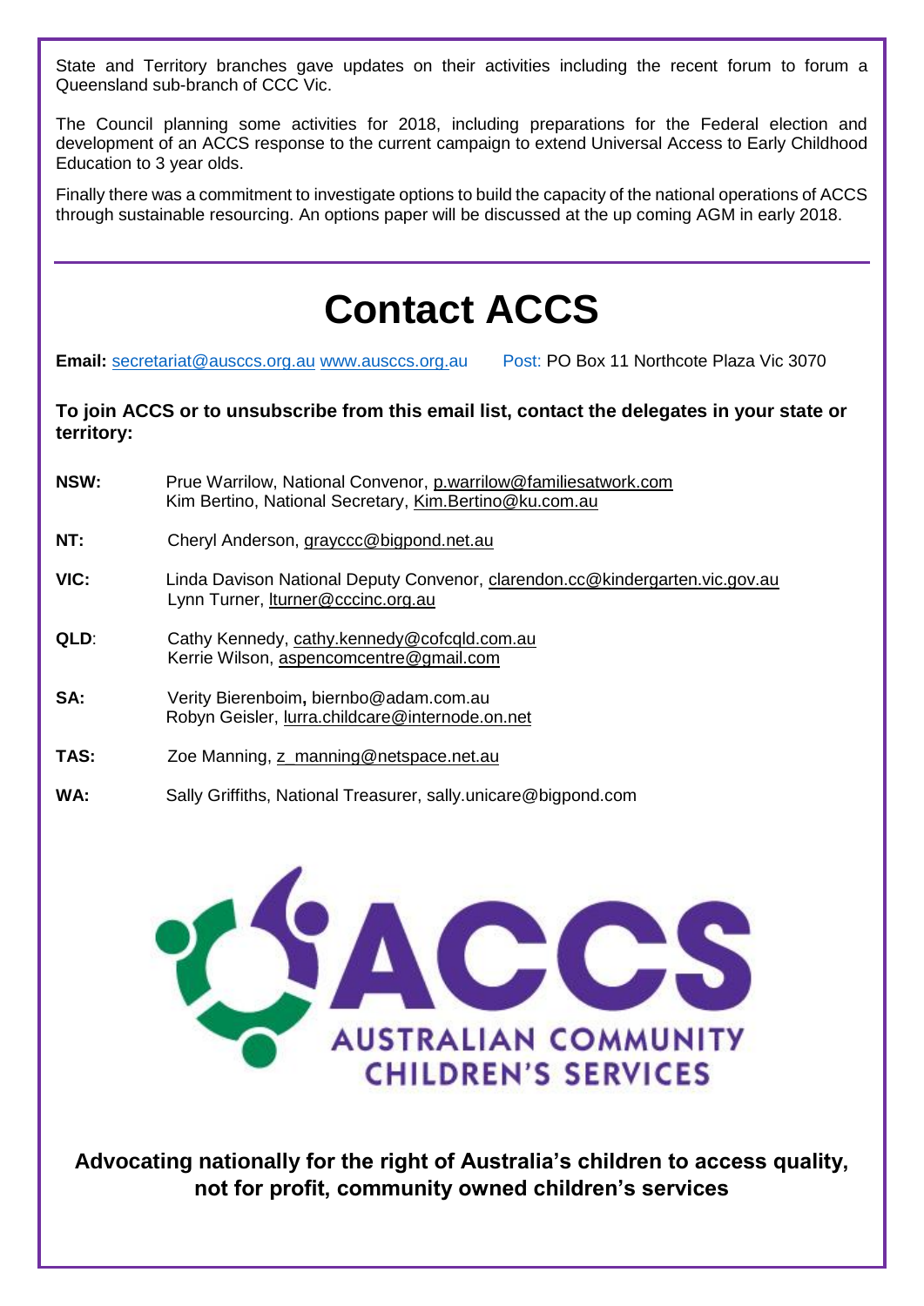State and Territory branches gave updates on their activities including the recent forum to forum a Queensland sub-branch of CCC Vic.

The Council planning some activities for 2018, including preparations for the Federal election and development of an ACCS response to the current campaign to extend Universal Access to Early Childhood Education to 3 year olds.

Finally there was a commitment to investigate options to build the capacity of the national operations of ACCS through sustainable resourcing. An options paper will be discussed at the up coming AGM in early 2018.

# Contact ACCS

**Email:** secretariat@ausccs.org.au www.ausccs.org.au   Post: PO Box 11 Northcote Plaza Vic 3070

**To join ACCS or to unsubscribe from this email list, contact the delegates in your state or territory:**

**NSW:** Prue Warrilow, National Convenor, p.warrilow@familiesatwork.com
Kim Bertino, National Secretary, Kim.Bertino@ku.com.au

**NT:** Cheryl Anderson, grayccc@bigpond.net.au

**VIC:** Linda Davison National Deputy Convenor, clarendon.cc@kindergarten.vic.gov.au
Lynn Turner, lturner@cccinc.org.au

**QLD**: Cathy Kennedy, cathy.kennedy@cofcqld.com.au
Kerrie Wilson, aspencomcentre@gmail.com

**SA:** Verity Bierenboim**,** biernbo@adam.com.au
Robyn Geisler, lurra.childcare@internode.on.net

**TAS:** Zoe Manning, z_manning@netspace.net.au

**WA:** Sally Griffiths, National Treasurer, sally.unicare@bigpond.com

ACCS
AUSTRALIAN COMMUNITY CHILDREN'S SERVICES

**Advocating nationally for the right of Australia's children to access quality, not for profit, community owned children's services**